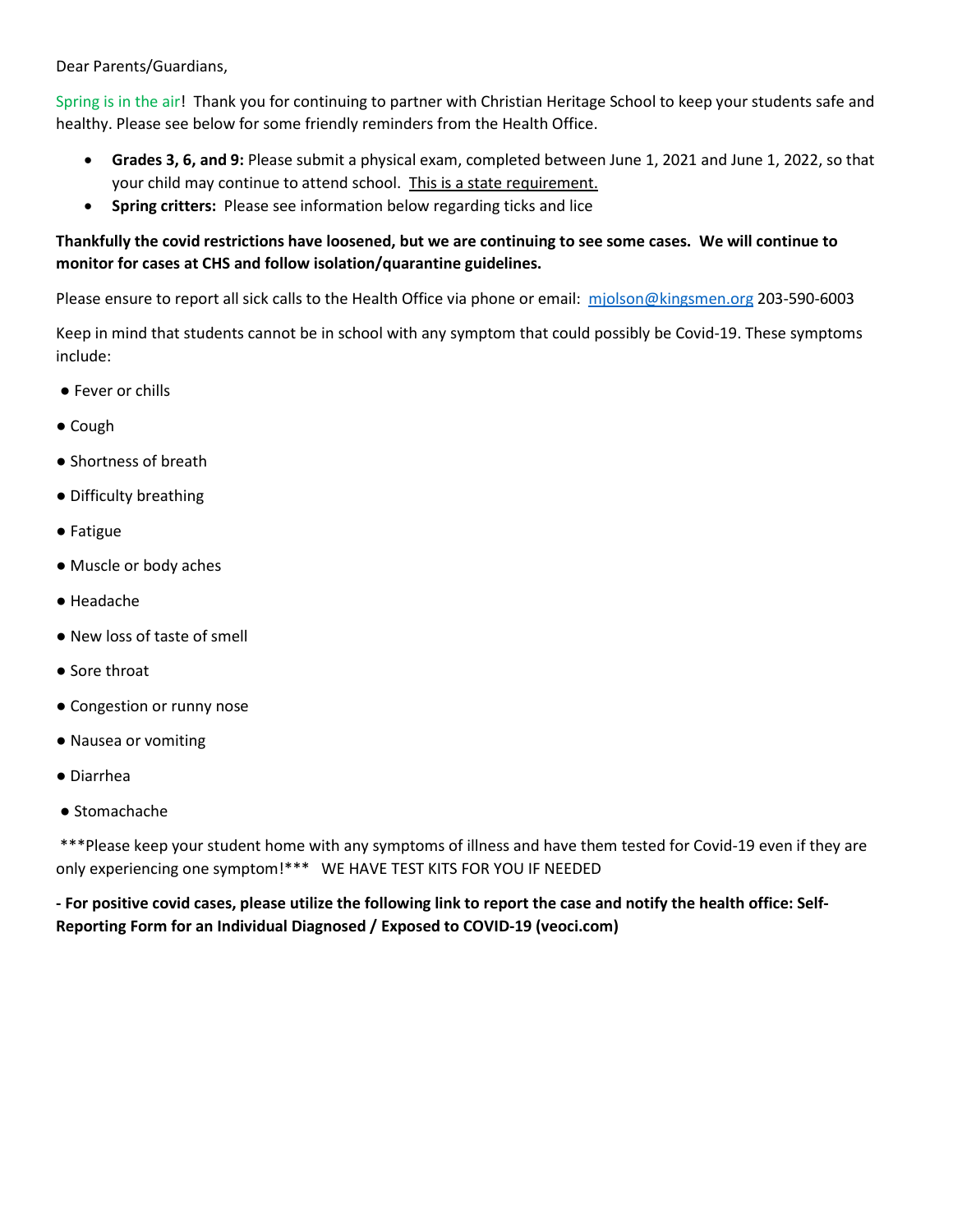Dear Parents/Guardians,

Spring is in the air! Thank you for continuing to partner with Christian Heritage School to keep your students safe and healthy. Please see below for some friendly reminders from the Health Office.

- **Grades 3, 6, and 9:** Please submit a physical exam, completed between June 1, 2021 and June 1, 2022, so that your child may continue to attend school. <u>This is a state requirement.</u>
- **Spring critters:** Please see information below regarding ticks and lice

**Thankfully the covid restrictions have loosened, but we are continuing to see some cases. We will continue to monitor for cases at CHS and follow isolation/quarantine guidelines.**

Please ensure to report all sick calls to the Health Office via phone or email: [mjolson@kingsmen.org](mailto:mjolson@kingsmen.org) 203-590-6003

Keep in mind that students cannot be in school with any symptom that could possibly be Covid-19. These symptoms include:

- Fever or chills
- Cough
- Shortness of breath
- Difficulty breathing
- Fatigue
- Muscle or body aches
- Headache
- New loss of taste of smell
- Sore throat
- Congestion or runny nose
- Nausea or vomiting
- Diarrhea
- Stomachache

***Please keep your student home with any symptoms of illness and have them tested for Covid-19 even if they are only experiencing one symptom!*** WE HAVE TEST KITS FOR YOU IF NEEDED

**- For positive covid cases, please utilize the following link to report the case and notify the health office: Self-Reporting Form for an Individual Diagnosed / Exposed to COVID-19 (veoci.com)**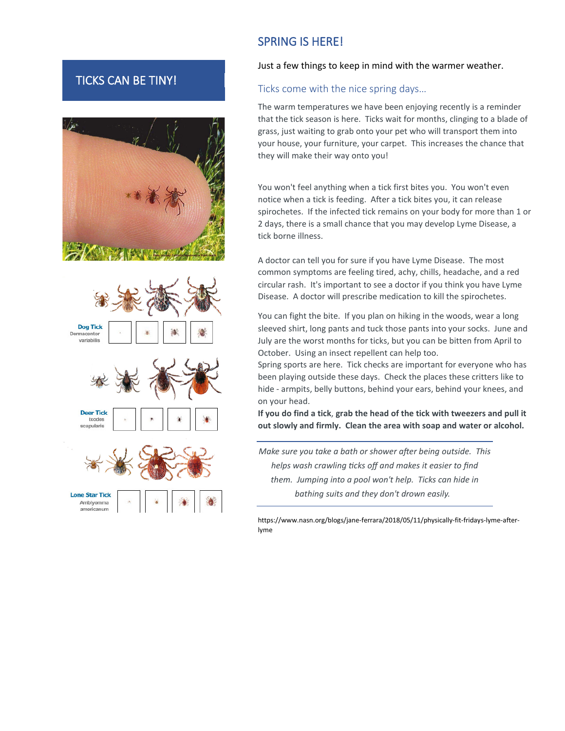## TICKS CAN BE TINY!

Dog Tick
Dermacentor variabilis

Deer Tick
Ixodes scapularis

Lone Star Tick
Amblyomma americanum

# SPRING IS HERE!

Just a few things to keep in mind with the warmer weather.

### Ticks come with the nice spring days…

The warm temperatures we have been enjoying recently is a reminder that the tick season is here. Ticks wait for months, clinging to a blade of grass, just waiting to grab onto your pet who will transport them into your house, your furniture, your carpet. This increases the chance that they will make their way onto you!

You won't feel anything when a tick first bites you. You won't even notice when a tick is feeding. After a tick bites you, it can release spirochetes. If the infected tick remains on your body for more than 1 or 2 days, there is a small chance that you may develop Lyme Disease, a tick borne illness.

A doctor can tell you for sure if you have Lyme Disease. The most common symptoms are feeling tired, achy, chills, headache, and a red circular rash. It's important to see a doctor if you think you have Lyme Disease. A doctor will prescribe medication to kill the spirochetes.

You can fight the bite. If you plan on hiking in the woods, wear a long sleeved shirt, long pants and tuck those pants into your socks. June and July are the worst months for ticks, but you can be bitten from April to October. Using an insect repellent can help too.

Spring sports are here. Tick checks are important for everyone who has been playing outside these days. Check the places these critters like to hide - armpits, belly buttons, behind your ears, behind your knees, and on your head.

**If you do find a tick, grab the head of the tick with tweezers and pull it out slowly and firmly. Clean the area with soap and water or alcohol.**

---

*Make sure you take a bath or shower after being outside. This helps wash crawling ticks off and makes it easier to find them. Jumping into a pool won't help. Ticks can hide in bathing suits and they don't drown easily.*

---

https://www.nasn.org/blogs/jane-ferrara/2018/05/11/physically-fit-fridays-lyme-after-lyme